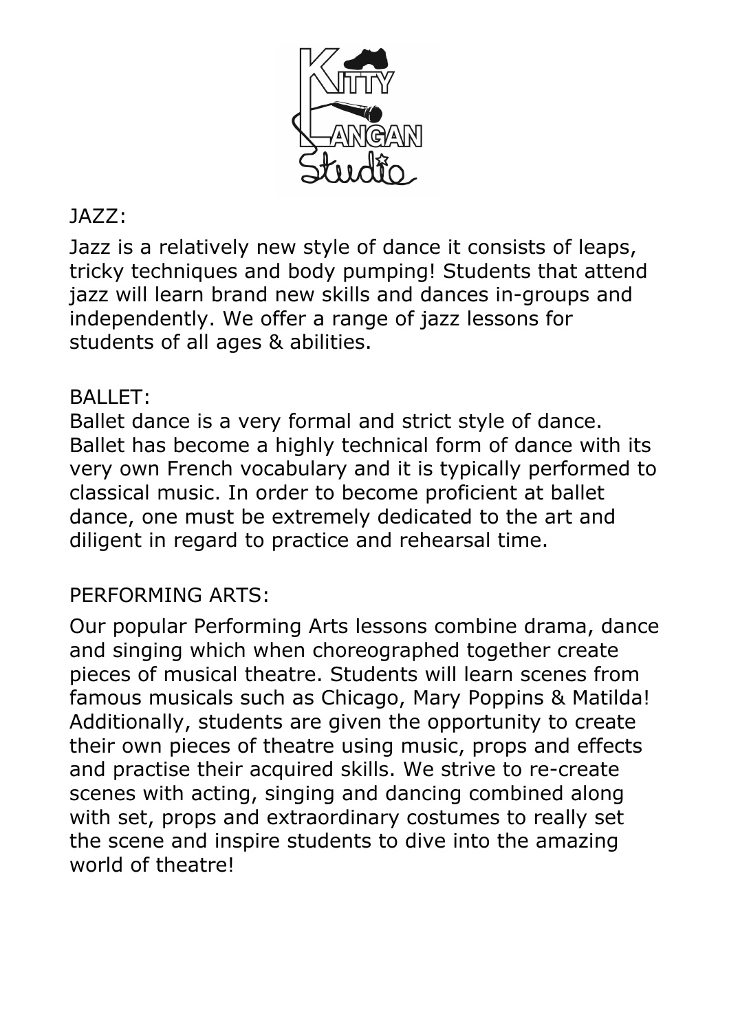JAZZ:

Jazz is a relatively new style of dance it consists of leaps, tricky techniques and body pumping! Students that attend jazz will learn brand new skills and dances in-groups and independently. We offer a range of jazz lessons for students of all ages & abilities.

BALLET:

Ballet dance is a very formal and strict style of dance. Ballet has become a highly technical form of dance with its very own French vocabulary and it is typically performed to classical music. In order to become proficient at ballet dance, one must be extremely dedicated to the art and diligent in regard to practice and rehearsal time.

PERFORMING ARTS:

Our popular Performing Arts lessons combine drama, dance and singing which when choreographed together create pieces of musical theatre. Students will learn scenes from famous musicals such as Chicago, Mary Poppins & Matilda! Additionally, students are given the opportunity to create their own pieces of theatre using music, props and effects and practise their acquired skills. We strive to re-create scenes with acting, singing and dancing combined along with set, props and extraordinary costumes to really set the scene and inspire students to dive into the amazing world of theatre!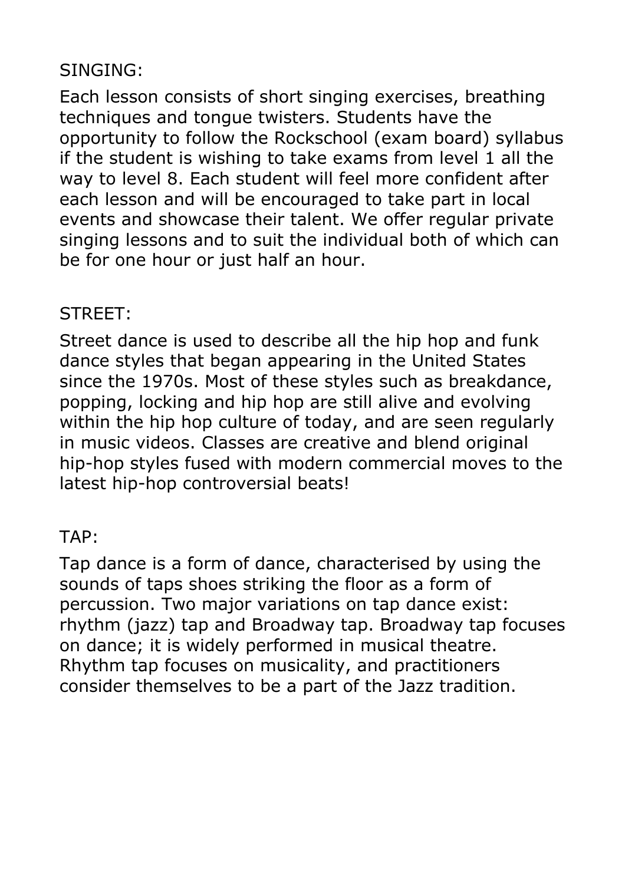## SINGING:

Each lesson consists of short singing exercises, breathing techniques and tongue twisters. Students have the opportunity to follow the Rockschool (exam board) syllabus if the student is wishing to take exams from level 1 all the way to level 8. Each student will feel more confident after each lesson and will be encouraged to take part in local events and showcase their talent. We offer regular private singing lessons and to suit the individual both of which can be for one hour or just half an hour.

## STREET:

Street dance is used to describe all the hip hop and funk dance styles that began appearing in the United States since the 1970s. Most of these styles such as breakdance, popping, locking and hip hop are still alive and evolving within the hip hop culture of today, and are seen regularly in music videos. Classes are creative and blend original hip-hop styles fused with modern commercial moves to the latest hip-hop controversial beats!

## TAP:

Tap dance is a form of dance, characterised by using the sounds of taps shoes striking the floor as a form of percussion. Two major variations on tap dance exist: rhythm (jazz) tap and Broadway tap. Broadway tap focuses on dance; it is widely performed in musical theatre. Rhythm tap focuses on musicality, and practitioners consider themselves to be a part of the Jazz tradition.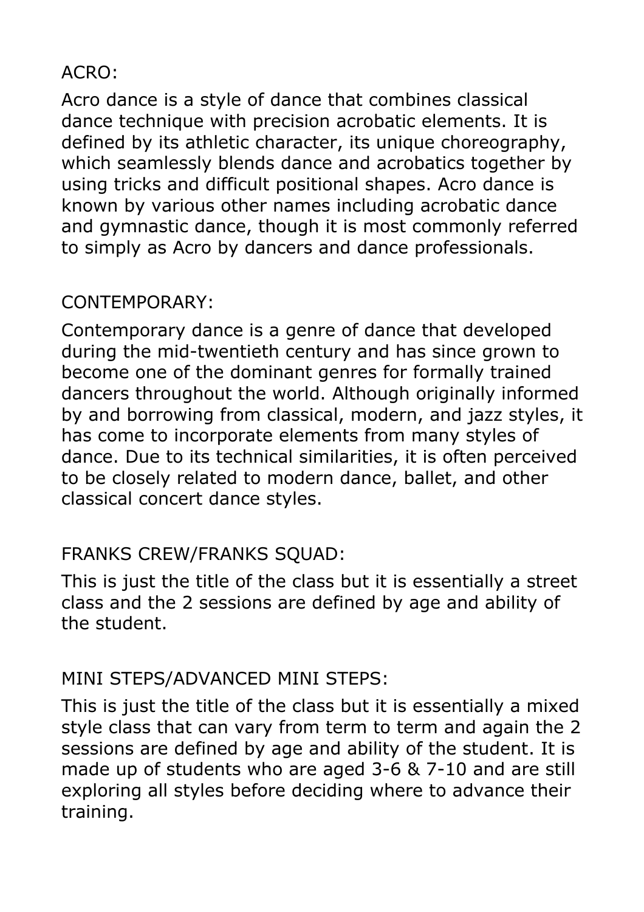## ACRO:

Acro dance is a style of dance that combines classical dance technique with precision acrobatic elements. It is defined by its athletic character, its unique choreography, which seamlessly blends dance and acrobatics together by using tricks and difficult positional shapes. Acro dance is known by various other names including acrobatic dance and gymnastic dance, though it is most commonly referred to simply as Acro by dancers and dance professionals.

## CONTEMPORARY:

Contemporary dance is a genre of dance that developed during the mid-twentieth century and has since grown to become one of the dominant genres for formally trained dancers throughout the world. Although originally informed by and borrowing from classical, modern, and jazz styles, it has come to incorporate elements from many styles of dance. Due to its technical similarities, it is often perceived to be closely related to modern dance, ballet, and other classical concert dance styles.

## FRANKS CREW/FRANKS SQUAD:

This is just the title of the class but it is essentially a street class and the 2 sessions are defined by age and ability of the student.

## MINI STEPS/ADVANCED MINI STEPS:

This is just the title of the class but it is essentially a mixed style class that can vary from term to term and again the 2 sessions are defined by age and ability of the student. It is made up of students who are aged 3-6 & 7-10 and are still exploring all styles before deciding where to advance their training.